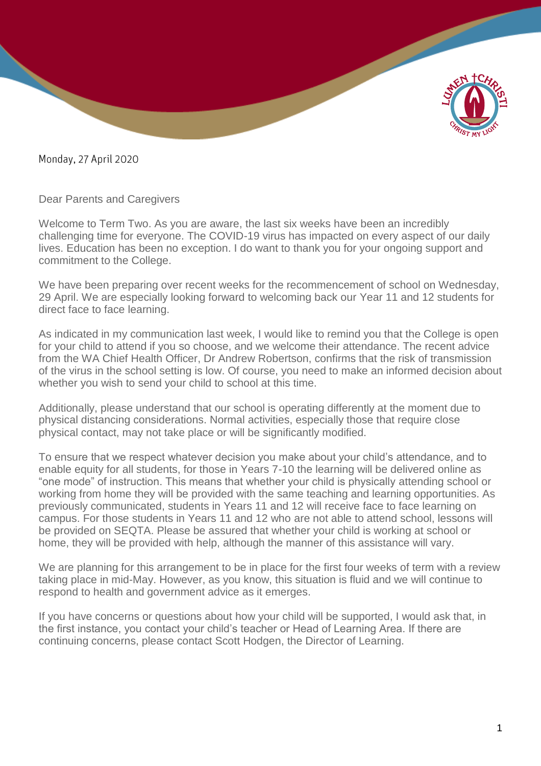Monday, 27 April 2020

Dear Parents and Caregivers

Welcome to Term Two. As you are aware, the last six weeks have been an incredibly challenging time for everyone. The COVID-19 virus has impacted on every aspect of our daily lives. Education has been no exception. I do want to thank you for your ongoing support and commitment to the College.

We have been preparing over recent weeks for the recommencement of school on Wednesday, 29 April. We are especially looking forward to welcoming back our Year 11 and 12 students for direct face to face learning.

As indicated in my communication last week, I would like to remind you that the College is open for your child to attend if you so choose, and we welcome their attendance. The recent advice from the WA Chief Health Officer, Dr Andrew Robertson, confirms that the risk of transmission of the virus in the school setting is low. Of course, you need to make an informed decision about whether you wish to send your child to school at this time.

Additionally, please understand that our school is operating differently at the moment due to physical distancing considerations. Normal activities, especially those that require close physical contact, may not take place or will be significantly modified.

To ensure that we respect whatever decision you make about your child's attendance, and to enable equity for all students, for those in Years 7-10 the learning will be delivered online as "one mode" of instruction. This means that whether your child is physically attending school or working from home they will be provided with the same teaching and learning opportunities. As previously communicated, students in Years 11 and 12 will receive face to face learning on campus. For those students in Years 11 and 12 who are not able to attend school, lessons will be provided on SEQTA. Please be assured that whether your child is working at school or home, they will be provided with help, although the manner of this assistance will vary.

We are planning for this arrangement to be in place for the first four weeks of term with a review taking place in mid-May. However, as you know, this situation is fluid and we will continue to respond to health and government advice as it emerges.

If you have concerns or questions about how your child will be supported, I would ask that, in the first instance, you contact your child's teacher or Head of Learning Area. If there are continuing concerns, please contact Scott Hodgen, the Director of Learning.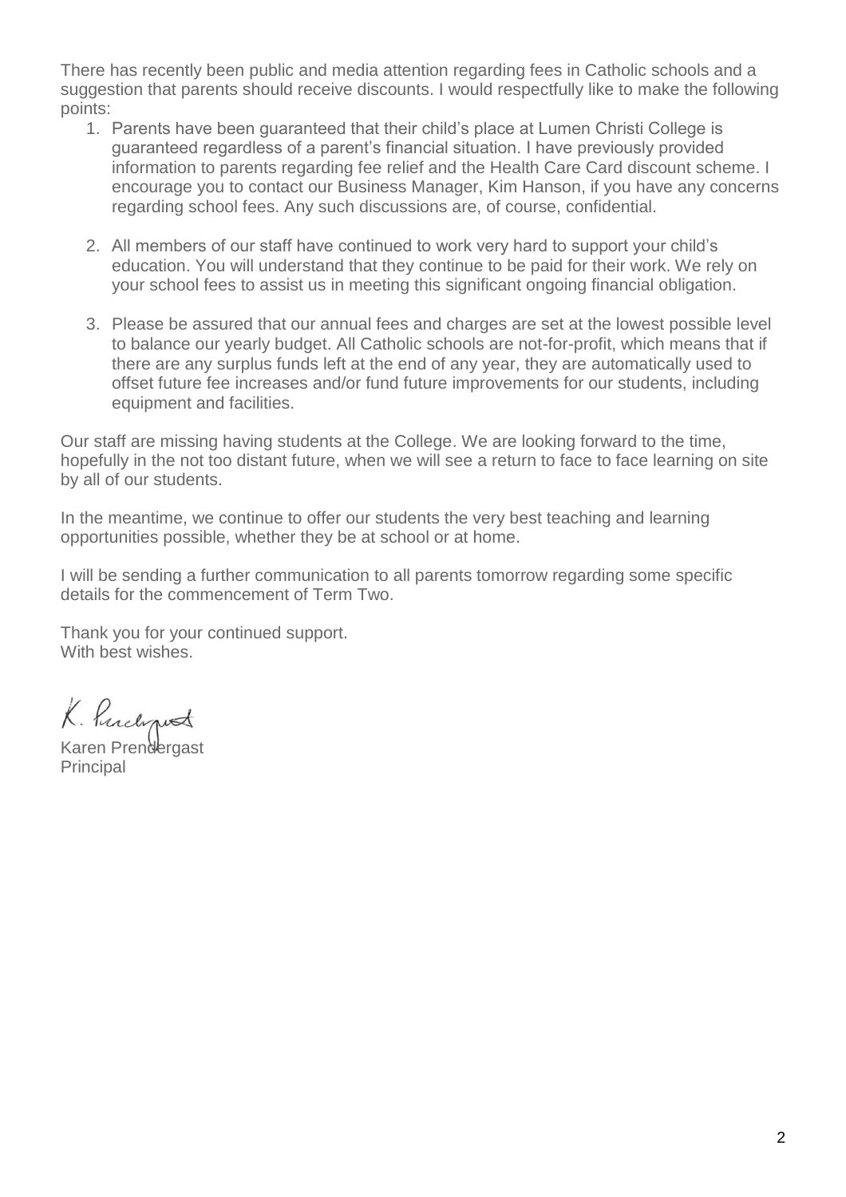There has recently been public and media attention regarding fees in Catholic schools and a suggestion that parents should receive discounts. I would respectfully like to make the following points:

1. Parents have been guaranteed that their child's place at Lumen Christi College is guaranteed regardless of a parent's financial situation. I have previously provided information to parents regarding fee relief and the Health Care Card discount scheme. I encourage you to contact our Business Manager, Kim Hanson, if you have any concerns regarding school fees. Any such discussions are, of course, confidential.

2. All members of our staff have continued to work very hard to support your child's education. You will understand that they continue to be paid for their work. We rely on your school fees to assist us in meeting this significant ongoing financial obligation.

3. Please be assured that our annual fees and charges are set at the lowest possible level to balance our yearly budget. All Catholic schools are not-for-profit, which means that if there are any surplus funds left at the end of any year, they are automatically used to offset future fee increases and/or fund future improvements for our students, including equipment and facilities.

Our staff are missing having students at the College. We are looking forward to the time, hopefully in the not too distant future, when we will see a return to face to face learning on site by all of our students.

In the meantime, we continue to offer our students the very best teaching and learning opportunities possible, whether they be at school or at home.

I will be sending a further communication to all parents tomorrow regarding some specific details for the commencement of Term Two.

Thank you for your continued support.
With best wishes.

K. Prendergast

Karen Prendergast
Principal